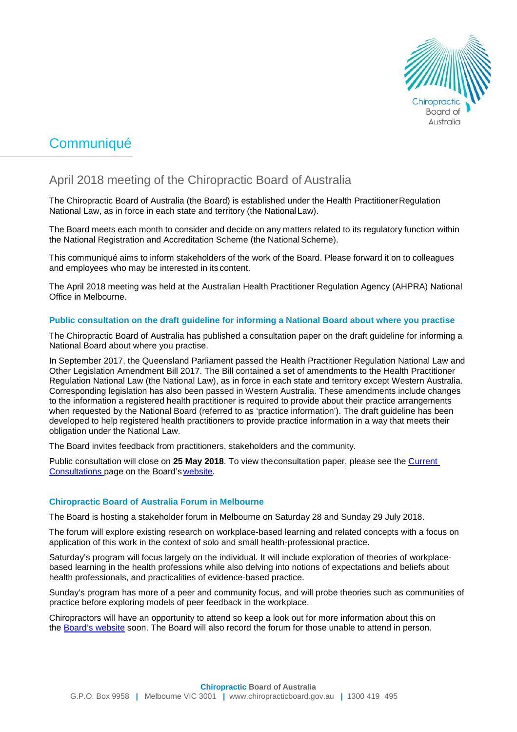# Communiqué

## April 2018 meeting of the Chiropractic Board of Australia

The Chiropractic Board of Australia (the Board) is established under the Health Practitioner Regulation National Law, as in force in each state and territory (the National Law).

The Board meets each month to consider and decide on any matters related to its regulatory function within the National Registration and Accreditation Scheme (the National Scheme).

This communiqué aims to inform stakeholders of the work of the Board. Please forward it on to colleagues and employees who may be interested in its content.

The April 2018 meeting was held at the Australian Health Practitioner Regulation Agency (AHPRA) National Office in Melbourne.

### Public consultation on the draft guideline for informing a National Board about where you practise

The Chiropractic Board of Australia has published a consultation paper on the draft guideline for informing a National Board about where you practise.

In September 2017, the Queensland Parliament passed the Health Practitioner Regulation National Law and Other Legislation Amendment Bill 2017. The Bill contained a set of amendments to the Health Practitioner Regulation National Law (the National Law), as in force in each state and territory except Western Australia. Corresponding legislation has also been passed in Western Australia. These amendments include changes to the information a registered health practitioner is required to provide about their practice arrangements when requested by the National Board (referred to as 'practice information'). The draft guideline has been developed to help registered health practitioners to provide practice information in a way that meets their obligation under the National Law.

The Board invites feedback from practitioners, stakeholders and the community.

Public consultation will close on **25 May 2018**. To view the consultation paper, please see the Current Consultations page on the Board's website.

### Chiropractic Board of Australia Forum in Melbourne

The Board is hosting a stakeholder forum in Melbourne on Saturday 28 and Sunday 29 July 2018.

The forum will explore existing research on workplace-based learning and related concepts with a focus on application of this work in the context of solo and small health-professional practice.

Saturday's program will focus largely on the individual. It will include exploration of theories of workplace-based learning in the health professions while also delving into notions of expectations and beliefs about health professionals, and practicalities of evidence-based practice.

Sunday's program has more of a peer and community focus, and will probe theories such as communities of practice before exploring models of peer feedback in the workplace.

Chiropractors will have an opportunity to attend so keep a look out for more information about this on the Board's website soon. The Board will also record the forum for those unable to attend in person.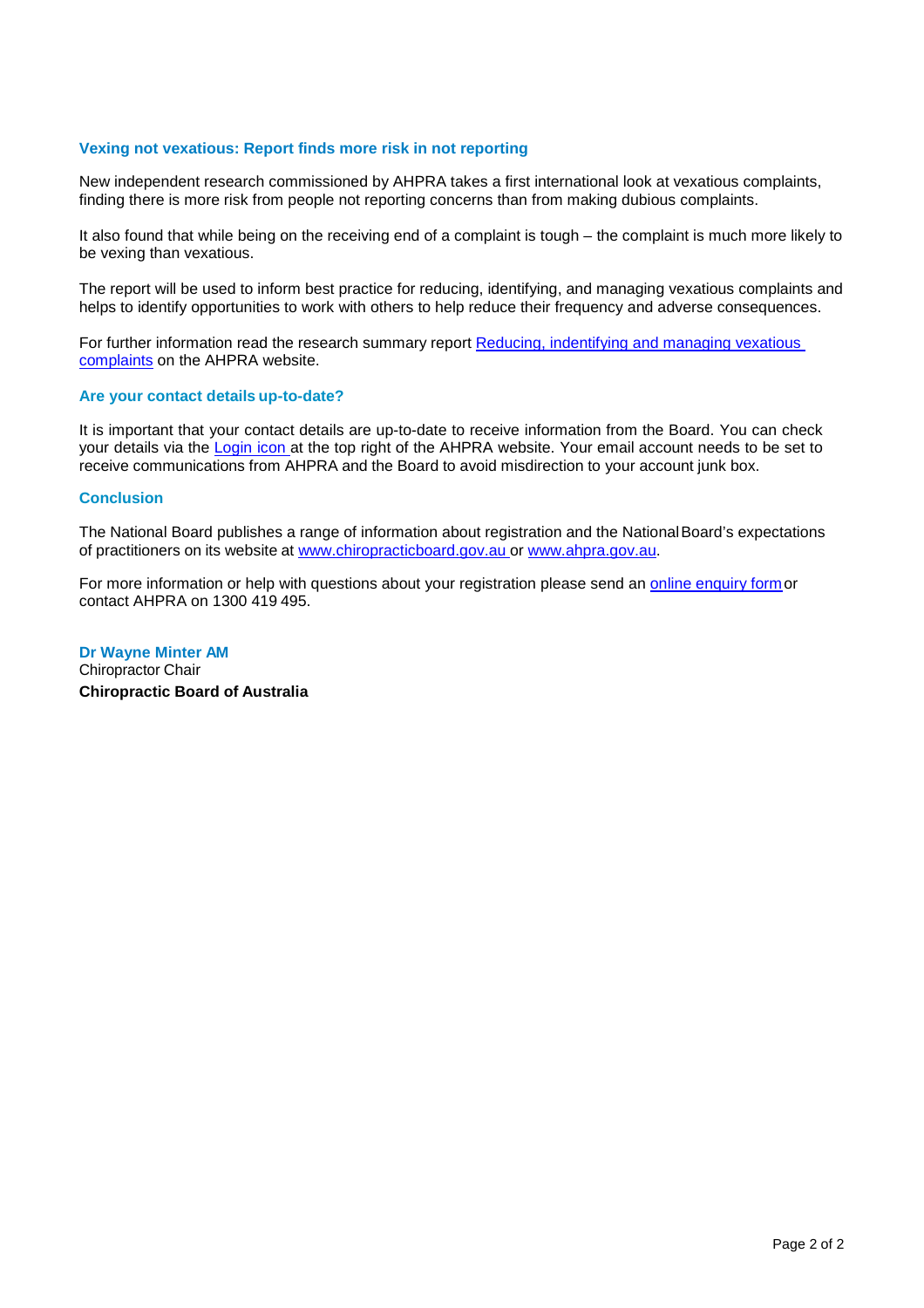## Vexing not vexatious: Report finds more risk in not reporting

New independent research commissioned by AHPRA takes a first international look at vexatious complaints, finding there is more risk from people not reporting concerns than from making dubious complaints.

It also found that while being on the receiving end of a complaint is tough – the complaint is much more likely to be vexing than vexatious.

The report will be used to inform best practice for reducing, identifying, and managing vexatious complaints and helps to identify opportunities to work with others to help reduce their frequency and adverse consequences.

For further information read the research summary report Reducing, indentifying and managing vexatious complaints on the AHPRA website.

## Are your contact details up-to-date?

It is important that your contact details are up-to-date to receive information from the Board. You can check your details via the Login icon at the top right of the AHPRA website. Your email account needs to be set to receive communications from AHPRA and the Board to avoid misdirection to your account junk box.

## Conclusion

The National Board publishes a range of information about registration and the National Board's expectations of practitioners on its website at www.chiropracticboard.gov.au or www.ahpra.gov.au.

For more information or help with questions about your registration please send an online enquiry form or contact AHPRA on 1300 419 495.

**Dr Wayne Minter AM**
Chiropractor Chair
**Chiropractic Board of Australia**